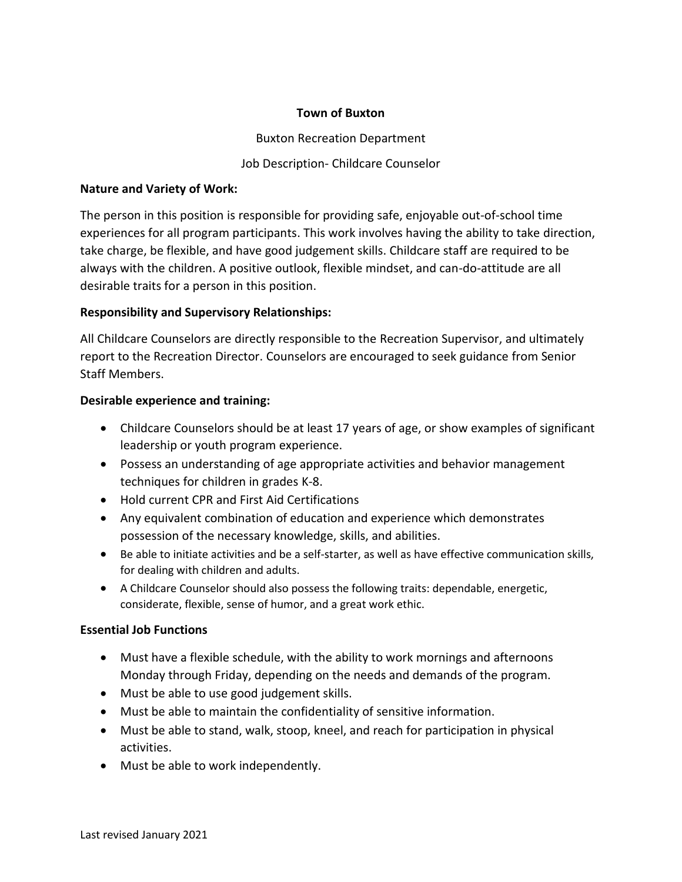**Town of Buxton**

Buxton Recreation Department

Job Description- Childcare Counselor

**Nature and Variety of Work:**

The person in this position is responsible for providing safe, enjoyable out-of-school time experiences for all program participants. This work involves having the ability to take direction, take charge, be flexible, and have good judgement skills. Childcare staff are required to be always with the children. A positive outlook, flexible mindset, and can-do-attitude are all desirable traits for a person in this position.

**Responsibility and Supervisory Relationships:**

All Childcare Counselors are directly responsible to the Recreation Supervisor, and ultimately report to the Recreation Director. Counselors are encouraged to seek guidance from Senior Staff Members.

**Desirable experience and training:**

- Childcare Counselors should be at least 17 years of age, or show examples of significant leadership or youth program experience.
- Possess an understanding of age appropriate activities and behavior management techniques for children in grades K-8.
- Hold current CPR and First Aid Certifications
- Any equivalent combination of education and experience which demonstrates possession of the necessary knowledge, skills, and abilities.
- Be able to initiate activities and be a self-starter, as well as have effective communication skills, for dealing with children and adults.
- A Childcare Counselor should also possess the following traits: dependable, energetic, considerate, flexible, sense of humor, and a great work ethic.

**Essential Job Functions**

- Must have a flexible schedule, with the ability to work mornings and afternoons Monday through Friday, depending on the needs and demands of the program.
- Must be able to use good judgement skills.
- Must be able to maintain the confidentiality of sensitive information.
- Must be able to stand, walk, stoop, kneel, and reach for participation in physical activities.
- Must be able to work independently.

Last revised January 2021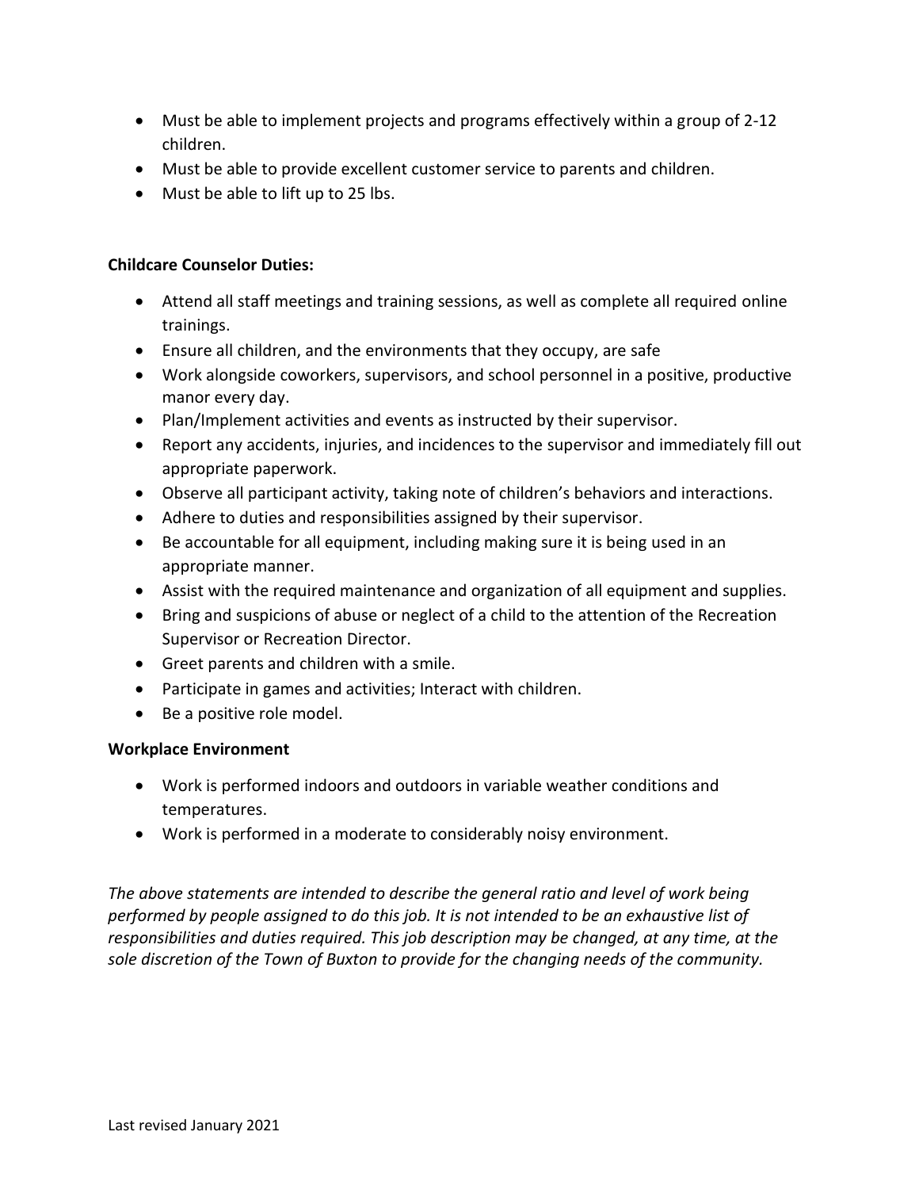- Must be able to implement projects and programs effectively within a group of 2-12 children.
- Must be able to provide excellent customer service to parents and children.
- Must be able to lift up to 25 lbs.

**Childcare Counselor Duties:**

- Attend all staff meetings and training sessions, as well as complete all required online trainings.
- Ensure all children, and the environments that they occupy, are safe
- Work alongside coworkers, supervisors, and school personnel in a positive, productive manor every day.
- Plan/Implement activities and events as instructed by their supervisor.
- Report any accidents, injuries, and incidences to the supervisor and immediately fill out appropriate paperwork.
- Observe all participant activity, taking note of children's behaviors and interactions.
- Adhere to duties and responsibilities assigned by their supervisor.
- Be accountable for all equipment, including making sure it is being used in an appropriate manner.
- Assist with the required maintenance and organization of all equipment and supplies.
- Bring and suspicions of abuse or neglect of a child to the attention of the Recreation Supervisor or Recreation Director.
- Greet parents and children with a smile.
- Participate in games and activities; Interact with children.
- Be a positive role model.

**Workplace Environment**

- Work is performed indoors and outdoors in variable weather conditions and temperatures.
- Work is performed in a moderate to considerably noisy environment.

*The above statements are intended to describe the general ratio and level of work being performed by people assigned to do this job. It is not intended to be an exhaustive list of responsibilities and duties required. This job description may be changed, at any time, at the sole discretion of the Town of Buxton to provide for the changing needs of the community.*

Last revised January 2021